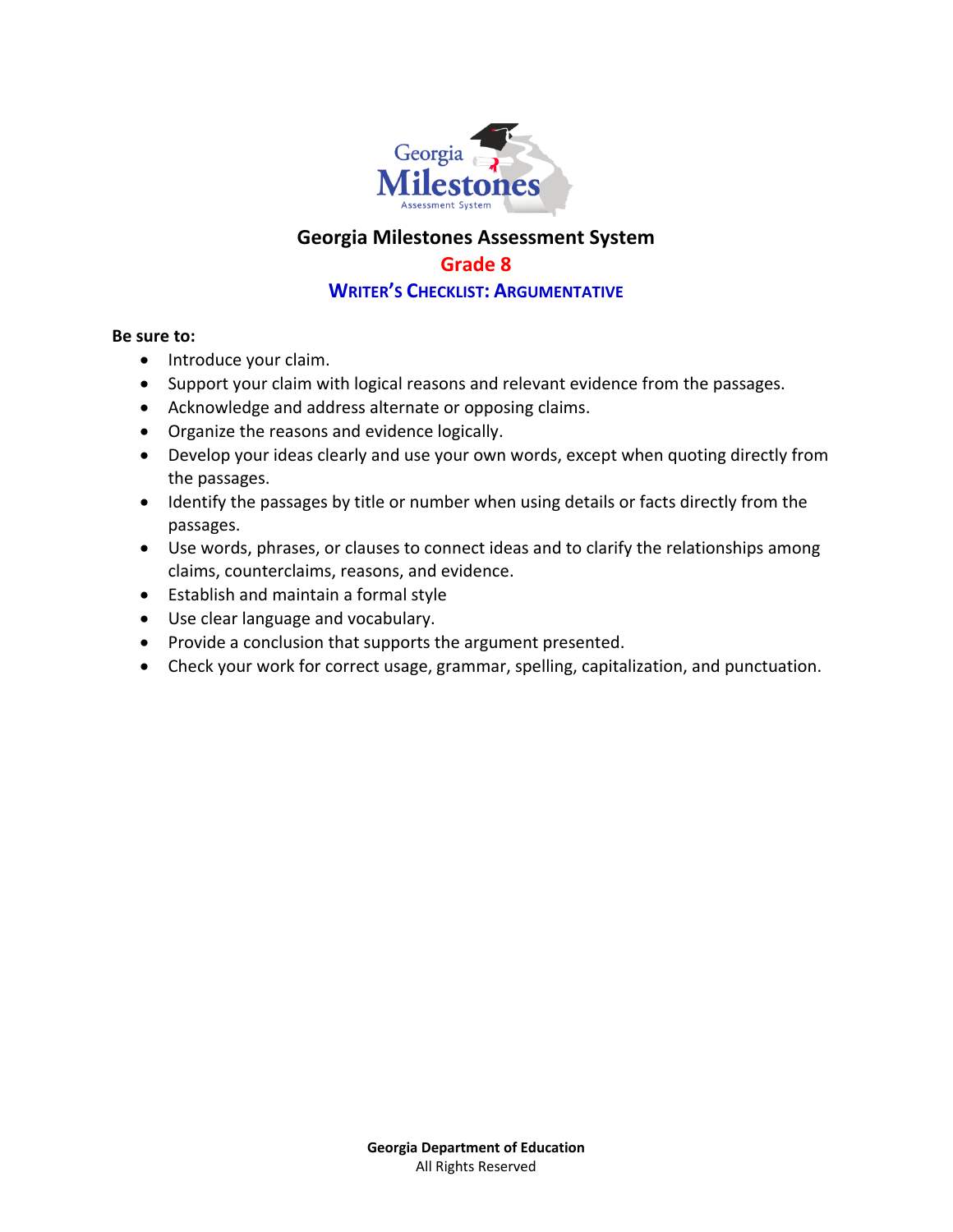# Georgia Milestones Assessment System

## Grade 8

### Writer's Checklist: Argumentative

**Be sure to:**

- Introduce your claim.
- Support your claim with logical reasons and relevant evidence from the passages.
- Acknowledge and address alternate or opposing claims.
- Organize the reasons and evidence logically.
- Develop your ideas clearly and use your own words, except when quoting directly from the passages.
- Identify the passages by title or number when using details or facts directly from the passages.
- Use words, phrases, or clauses to connect ideas and to clarify the relationships among claims, counterclaims, reasons, and evidence.
- Establish and maintain a formal style
- Use clear language and vocabulary.
- Provide a conclusion that supports the argument presented.
- Check your work for correct usage, grammar, spelling, capitalization, and punctuation.

**Georgia Department of Education**
All Rights Reserved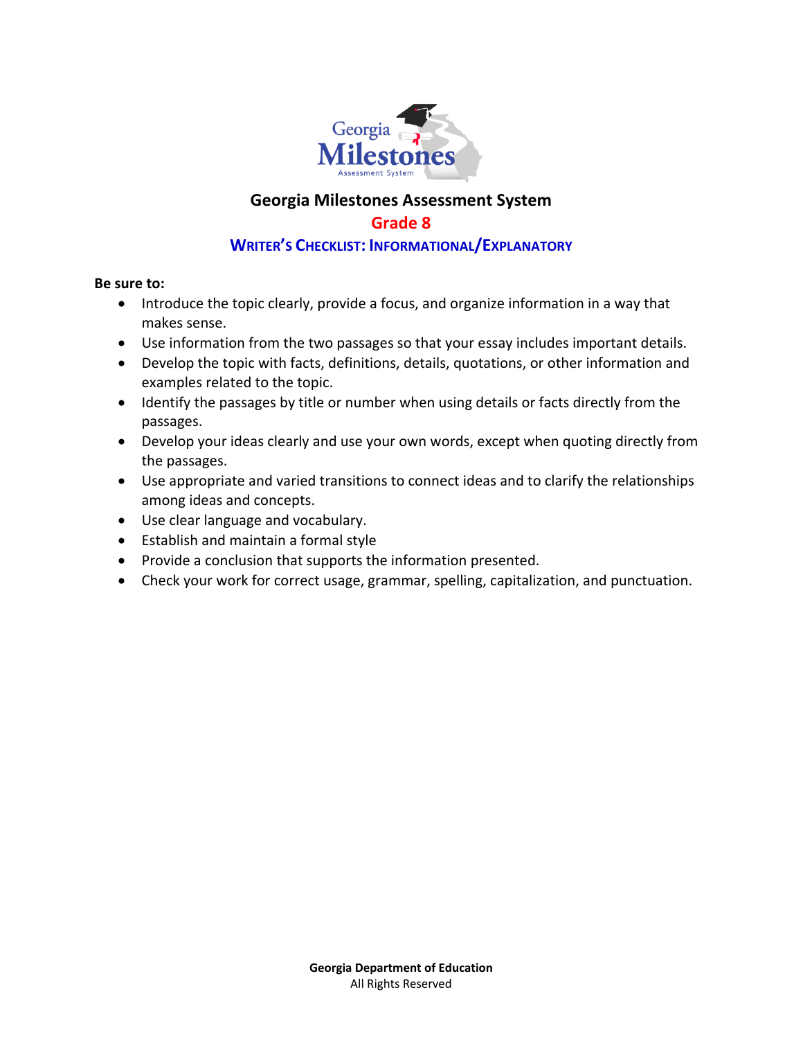# Georgia Milestones Assessment System

## Grade 8

### WRITER'S CHECKLIST: INFORMATIONAL/EXPLANATORY

**Be sure to:**

- Introduce the topic clearly, provide a focus, and organize information in a way that makes sense.
- Use information from the two passages so that your essay includes important details.
- Develop the topic with facts, definitions, details, quotations, or other information and examples related to the topic.
- Identify the passages by title or number when using details or facts directly from the passages.
- Develop your ideas clearly and use your own words, except when quoting directly from the passages.
- Use appropriate and varied transitions to connect ideas and to clarify the relationships among ideas and concepts.
- Use clear language and vocabulary.
- Establish and maintain a formal style
- Provide a conclusion that supports the information presented.
- Check your work for correct usage, grammar, spelling, capitalization, and punctuation.

**Georgia Department of Education**
All Rights Reserved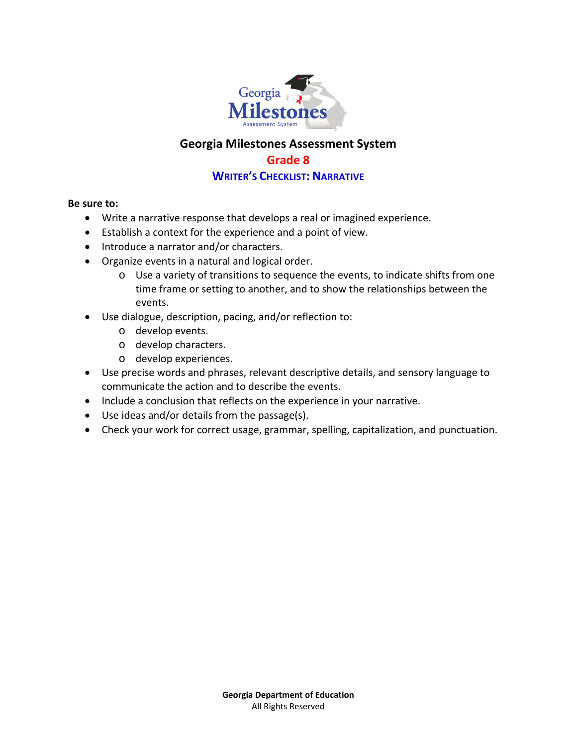# Georgia Milestones Assessment System

## Grade 8

### Writer's Checklist: Narrative

**Be sure to:**

- Write a narrative response that develops a real or imagined experience.
- Establish a context for the experience and a point of view.
- Introduce a narrator and/or characters.
- Organize events in a natural and logical order.
  - Use a variety of transitions to sequence the events, to indicate shifts from one time frame or setting to another, and to show the relationships between the events.
- Use dialogue, description, pacing, and/or reflection to:
  - develop events.
  - develop characters.
  - develop experiences.
- Use precise words and phrases, relevant descriptive details, and sensory language to communicate the action and to describe the events.
- Include a conclusion that reflects on the experience in your narrative.
- Use ideas and/or details from the passage(s).
- Check your work for correct usage, grammar, spelling, capitalization, and punctuation.

**Georgia Department of Education**
All Rights Reserved